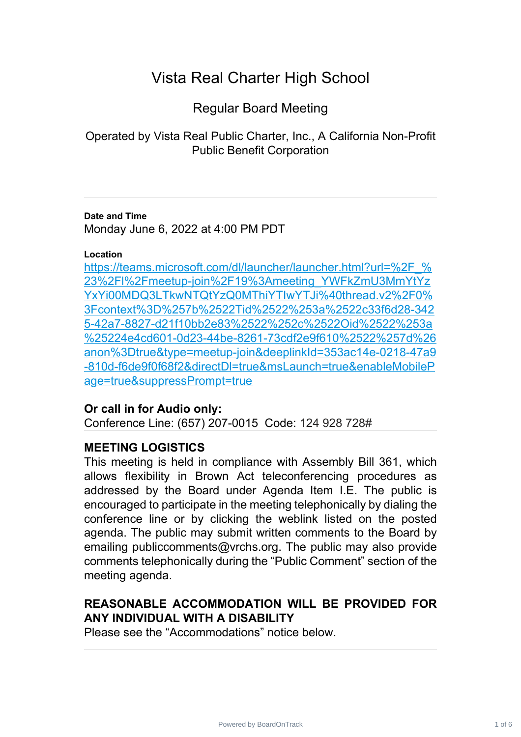# Vista Real Charter High School

## Regular Board Meeting

Operated by Vista Real Public Charter, Inc., A California Non-Profit Public Benefit Corporation

---

**Date and Time**

Monday June 6, 2022 at 4:00 PM PDT

**Location**

https://teams.microsoft.com/dl/launcher/launcher.html?url=%2F_%23%2Fl%2Fmeetup-join%2F19%3Ameeting_YWFkZmU3MmYtYzYxYi00MDQ3LTkwNTQtYzQ0MThiYTlwYTJi%40thread.v2%2F0%3Fcontext%3D%257b%2522Tid%2522%253a%2522c33f6d28-3425-42a7-8827-d21f10bb2e83%2522%252c%2522Oid%2522%253a%25224e4cd601-0d23-44be-8261-73cdf2e9f610%2522%257d%26anon%3Dtrue&type=meetup-join&deeplinkId=353ac14e-0218-47a9-810d-f6de9f0f68f2&directDl=true&msLaunch=true&enableMobilePage=true&suppressPrompt=true

### Or call in for Audio only:

Conference Line: (657) 207-0015 Code: 124 928 728#

---

### MEETING LOGISTICS

This meeting is held in compliance with Assembly Bill 361, which allows flexibility in Brown Act teleconferencing procedures as addressed by the Board under Agenda Item I.E. The public is encouraged to participate in the meeting telephonically by dialing the conference line or by clicking the weblink listed on the posted agenda. The public may submit written comments to the Board by emailing publiccomments@vrchs.org. The public may also provide comments telephonically during the "Public Comment" section of the meeting agenda.

### REASONABLE ACCOMMODATION WILL BE PROVIDED FOR ANY INDIVIDUAL WITH A DISABILITY

Please see the "Accommodations" notice below.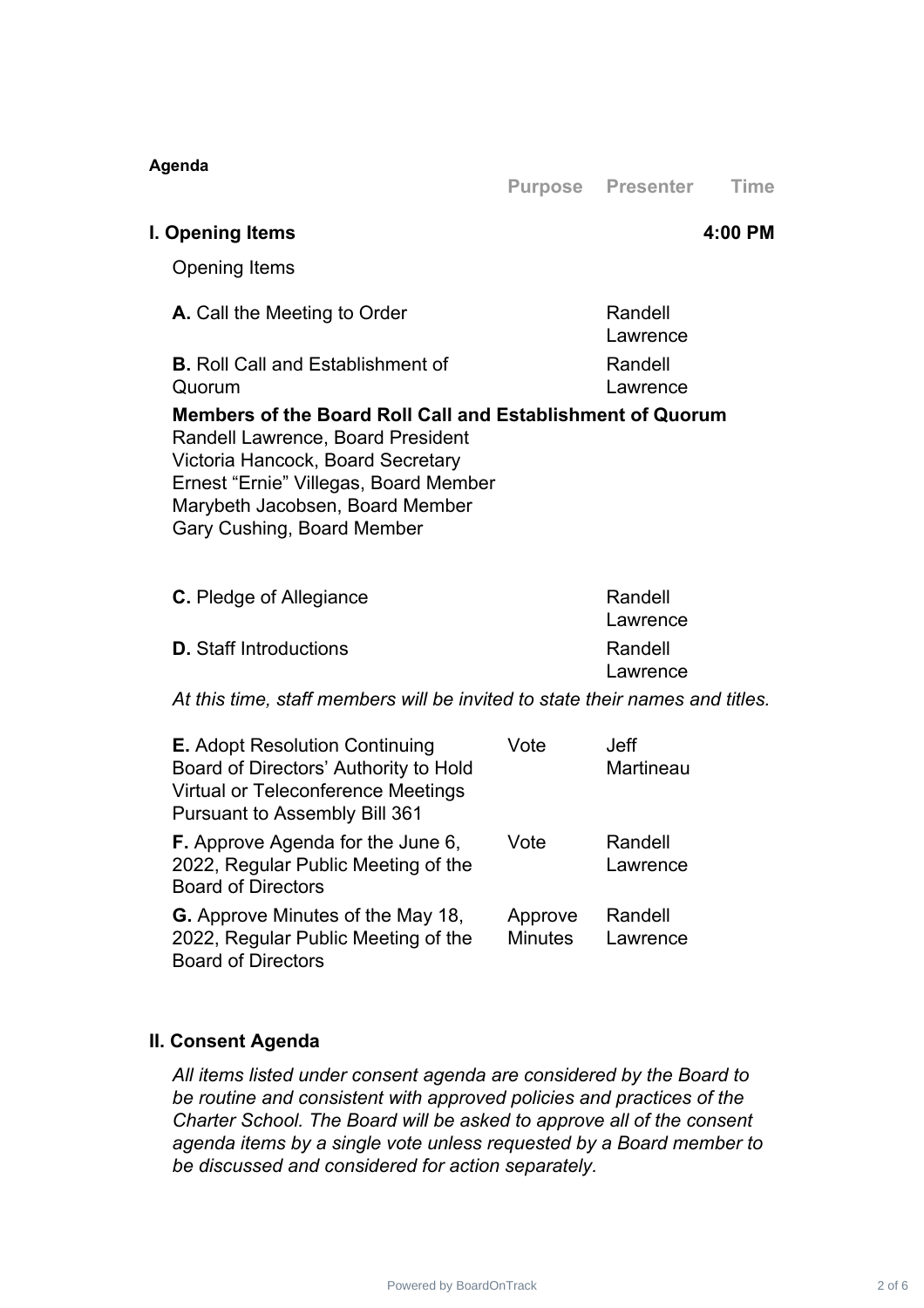**Agenda**

| | Purpose | Presenter | Time |
|---|---|---|---|
| **I. Opening Items** | | | **4:00 PM** |
| Opening Items | | | |
| **A.** Call the Meeting to Order | | Randell Lawrence | |
| **B.** Roll Call and Establishment of Quorum | | Randell Lawrence | |

**Members of the Board Roll Call and Establishment of Quorum**
Randell Lawrence, Board President
Victoria Hancock, Board Secretary
Ernest "Ernie" Villegas, Board Member
Marybeth Jacobsen, Board Member
Gary Cushing, Board Member

| | Purpose | Presenter | Time |
|---|---|---|---|
| **C.** Pledge of Allegiance | | Randell Lawrence | |
| **D.** Staff Introductions | | Randell Lawrence | |

*At this time, staff members will be invited to state their names and titles.*

| | Purpose | Presenter | Time |
|---|---|---|---|
| **E.** Adopt Resolution Continuing Board of Directors' Authority to Hold Virtual or Teleconference Meetings Pursuant to Assembly Bill 361 | Vote | Jeff Martineau | |
| **F.** Approve Agenda for the June 6, 2022, Regular Public Meeting of the Board of Directors | Vote | Randell Lawrence | |
| **G.** Approve Minutes of the May 18, 2022, Regular Public Meeting of the Board of Directors | Approve Minutes | Randell Lawrence | |

**II. Consent Agenda**

*All items listed under consent agenda are considered by the Board to be routine and consistent with approved policies and practices of the Charter School. The Board will be asked to approve all of the consent agenda items by a single vote unless requested by a Board member to be discussed and considered for action separately.*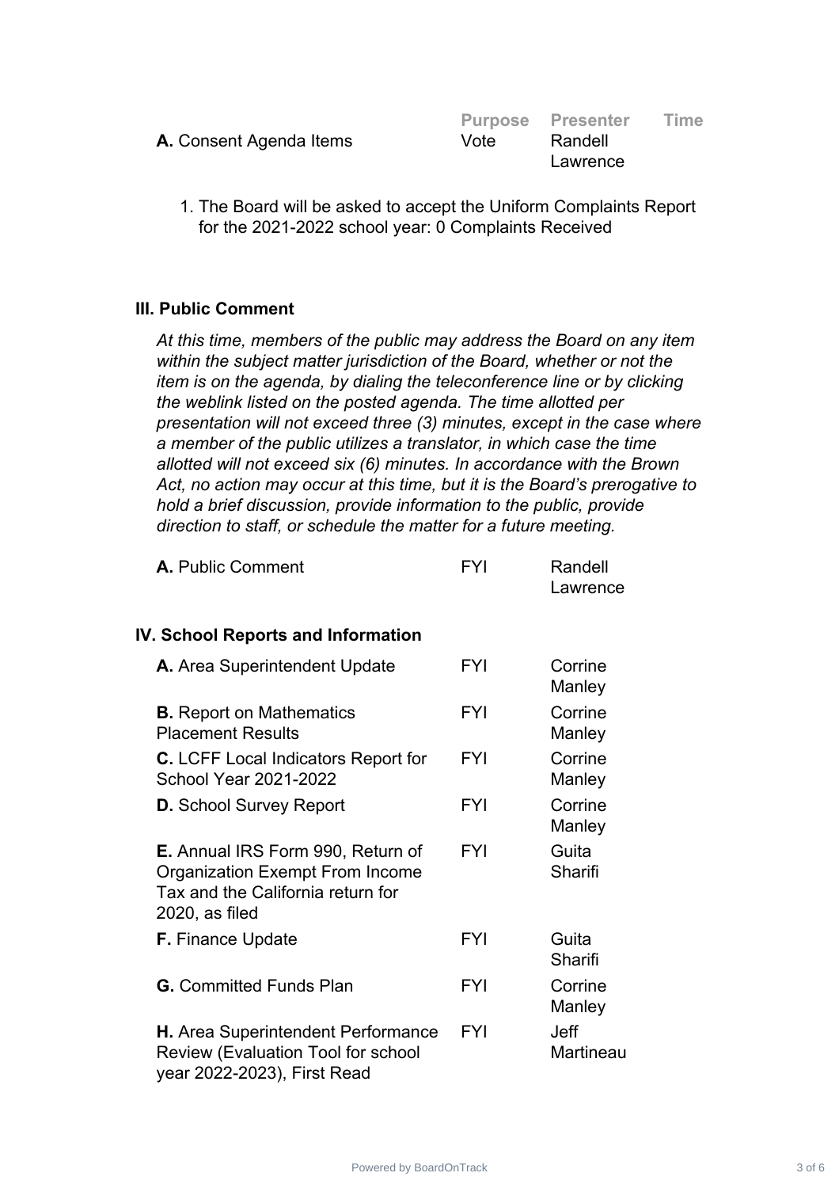| | Purpose | Presenter | Time |
|---|---|---|---|
| **A.** Consent Agenda Items | Vote | Randell Lawrence | |

1. The Board will be asked to accept the Uniform Complaints Report for the 2021-2022 school year: 0 Complaints Received

### III. Public Comment

*At this time, members of the public may address the Board on any item within the subject matter jurisdiction of the Board, whether or not the item is on the agenda, by dialing the teleconference line or by clicking the weblink listed on the posted agenda. The time allotted per presentation will not exceed three (3) minutes, except in the case where a member of the public utilizes a translator, in which case the time allotted will not exceed six (6) minutes. In accordance with the Brown Act, no action may occur at this time, but it is the Board's prerogative to hold a brief discussion, provide information to the public, provide direction to staff, or schedule the matter for a future meeting.*

| | | | |
|---|---|---|---|
| **A.** Public Comment | FYI | Randell Lawrence | |

### IV. School Reports and Information

| | | | |
|---|---|---|---|
| **A.** Area Superintendent Update | FYI | Corrine Manley | |
| **B.** Report on Mathematics Placement Results | FYI | Corrine Manley | |
| **C.** LCFF Local Indicators Report for School Year 2021-2022 | FYI | Corrine Manley | |
| **D.** School Survey Report | FYI | Corrine Manley | |
| **E.** Annual IRS Form 990, Return of Organization Exempt From Income Tax and the California return for 2020, as filed | FYI | Guita Sharifi | |
| **F.** Finance Update | FYI | Guita Sharifi | |
| **G.** Committed Funds Plan | FYI | Corrine Manley | |
| **H.** Area Superintendent Performance Review (Evaluation Tool for school year 2022-2023), First Read | FYI | Jeff Martineau | |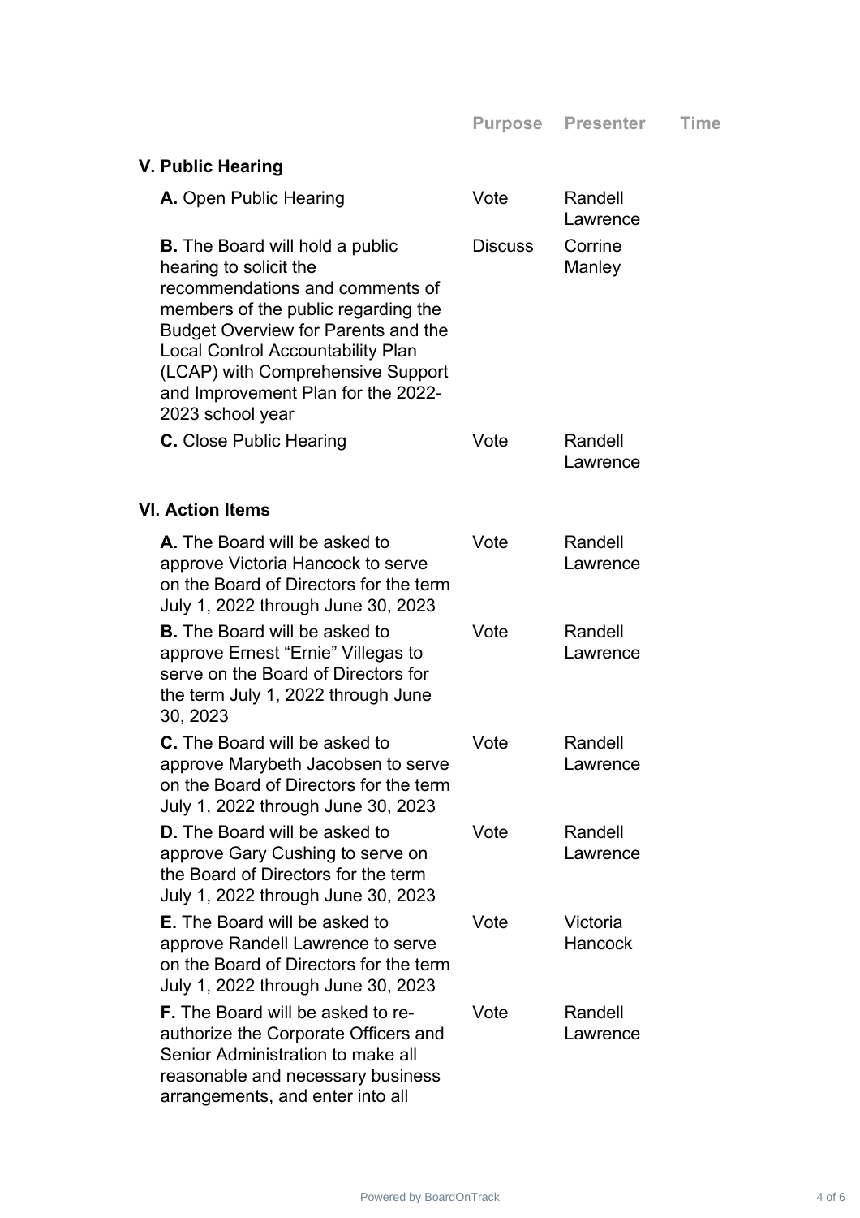| | Purpose | Presenter | Time |
|---|---|---|---|
| **V. Public Hearing** | | | |
| **A.** Open Public Hearing | Vote | Randell Lawrence | |
| **B.** The Board will hold a public hearing to solicit the recommendations and comments of members of the public regarding the Budget Overview for Parents and the Local Control Accountability Plan (LCAP) with Comprehensive Support and Improvement Plan for the 2022-2023 school year | Discuss | Corrine Manley | |
| **C.** Close Public Hearing | Vote | Randell Lawrence | |
| **VI. Action Items** | | | |
| **A.** The Board will be asked to approve Victoria Hancock to serve on the Board of Directors for the term July 1, 2022 through June 30, 2023 | Vote | Randell Lawrence | |
| **B.** The Board will be asked to approve Ernest "Ernie" Villegas to serve on the Board of Directors for the term July 1, 2022 through June 30, 2023 | Vote | Randell Lawrence | |
| **C.** The Board will be asked to approve Marybeth Jacobsen to serve on the Board of Directors for the term July 1, 2022 through June 30, 2023 | Vote | Randell Lawrence | |
| **D.** The Board will be asked to approve Gary Cushing to serve on the Board of Directors for the term July 1, 2022 through June 30, 2023 | Vote | Randell Lawrence | |
| **E.** The Board will be asked to approve Randell Lawrence to serve on the Board of Directors for the term July 1, 2022 through June 30, 2023 | Vote | Victoria Hancock | |
| **F.** The Board will be asked to re-authorize the Corporate Officers and Senior Administration to make all reasonable and necessary business arrangements, and enter into all | Vote | Randell Lawrence | |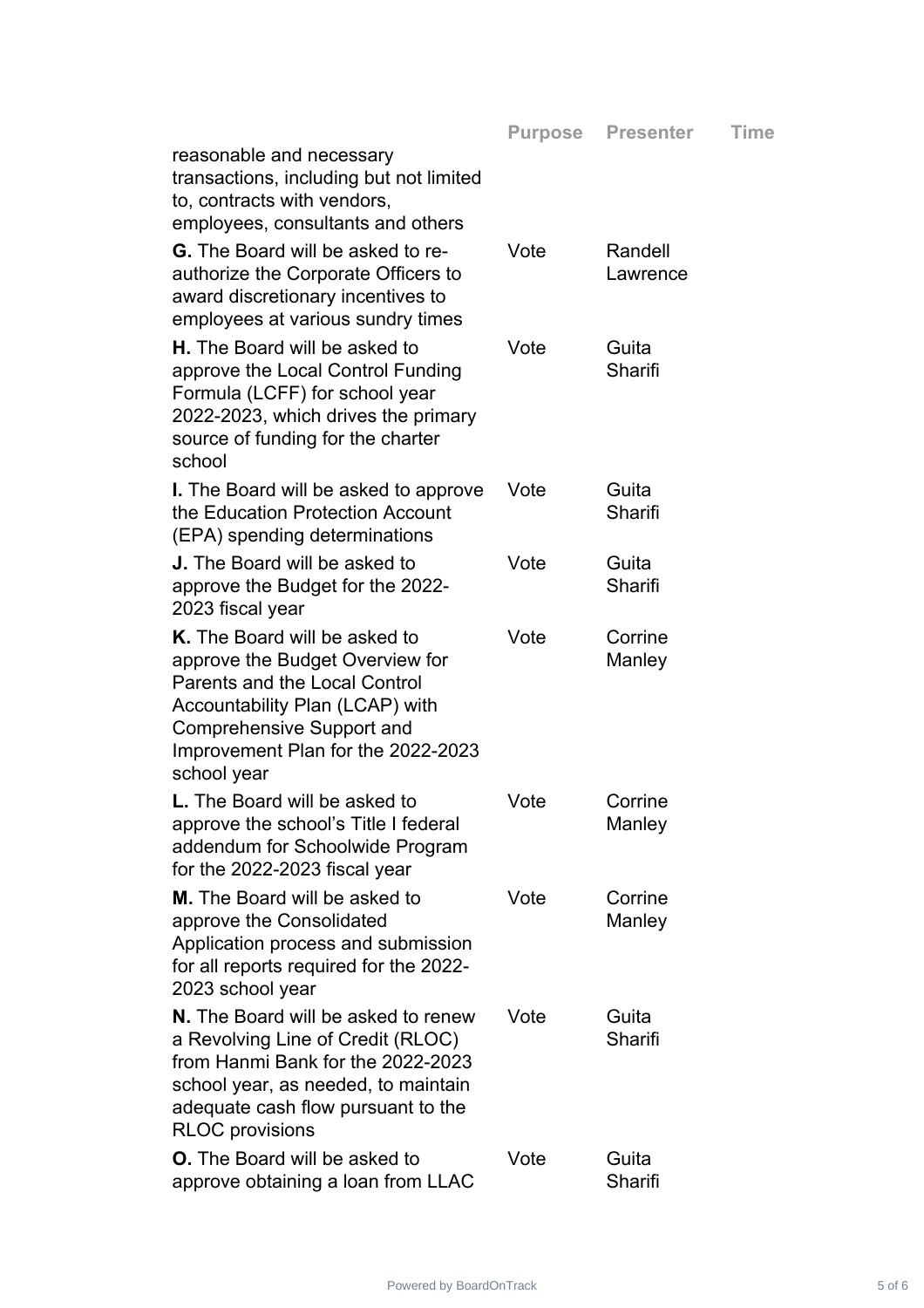| | Purpose | Presenter | Time |
|---|---|---|---|
| reasonable and necessary transactions, including but not limited to, contracts with vendors, employees, consultants and others | | | |
| **G.** The Board will be asked to re-authorize the Corporate Officers to award discretionary incentives to employees at various sundry times | Vote | Randell Lawrence | |
| **H.** The Board will be asked to approve the Local Control Funding Formula (LCFF) for school year 2022-2023, which drives the primary source of funding for the charter school | Vote | Guita Sharifi | |
| **I.** The Board will be asked to approve the Education Protection Account (EPA) spending determinations | Vote | Guita Sharifi | |
| **J.** The Board will be asked to approve the Budget for the 2022-2023 fiscal year | Vote | Guita Sharifi | |
| **K.** The Board will be asked to approve the Budget Overview for Parents and the Local Control Accountability Plan (LCAP) with Comprehensive Support and Improvement Plan for the 2022-2023 school year | Vote | Corrine Manley | |
| **L.** The Board will be asked to approve the school's Title I federal addendum for Schoolwide Program for the 2022-2023 fiscal year | Vote | Corrine Manley | |
| **M.** The Board will be asked to approve the Consolidated Application process and submission for all reports required for the 2022-2023 school year | Vote | Corrine Manley | |
| **N.** The Board will be asked to renew a Revolving Line of Credit (RLOC) from Hanmi Bank for the 2022-2023 school year, as needed, to maintain adequate cash flow pursuant to the RLOC provisions | Vote | Guita Sharifi | |
| **O.** The Board will be asked to approve obtaining a loan from LLAC | Vote | Guita Sharifi | |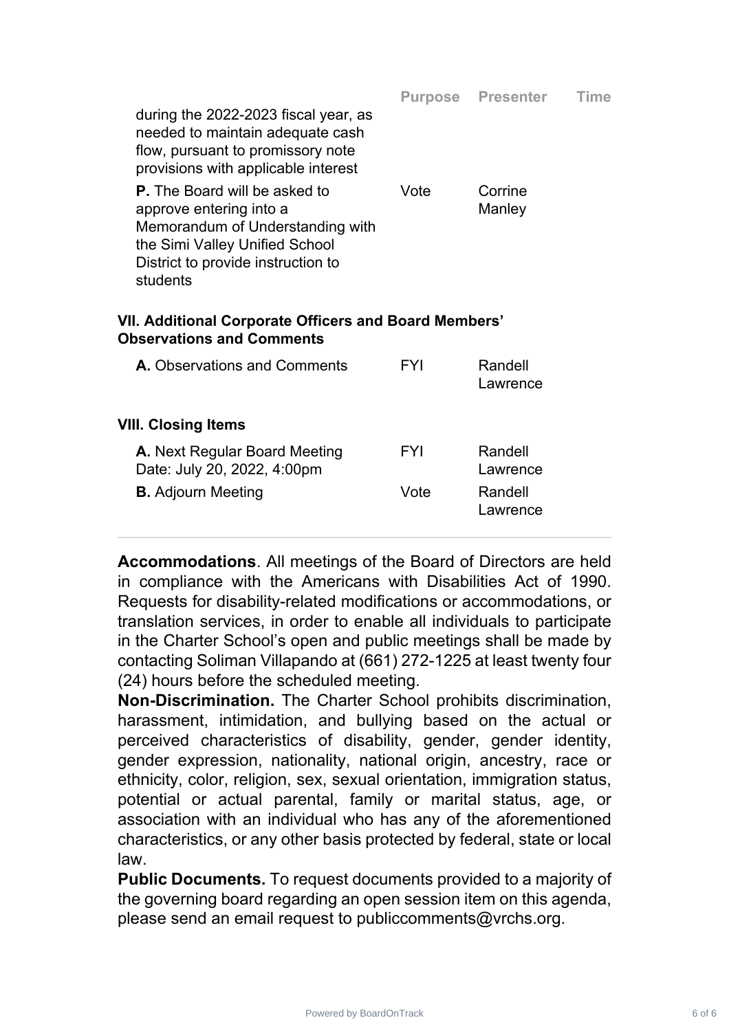| | Purpose | Presenter | Time |
|---|---|---|---|
| during the 2022-2023 fiscal year, as needed to maintain adequate cash flow, pursuant to promissory note provisions with applicable interest | | | |
| **P.** The Board will be asked to approve entering into a Memorandum of Understanding with the Simi Valley Unified School District to provide instruction to students | Vote | Corrine Manley | |

### VII. Additional Corporate Officers and Board Members' Observations and Comments

| | | | |
|---|---|---|---|
| **A.** Observations and Comments | FYI | Randell Lawrence | |

### VIII. Closing Items

| | | | |
|---|---|---|---|
| **A.** Next Regular Board Meeting Date: July 20, 2022, 4:00pm | FYI | Randell Lawrence | |
| **B.** Adjourn Meeting | Vote | Randell Lawrence | |

---

**Accommodations**. All meetings of the Board of Directors are held in compliance with the Americans with Disabilities Act of 1990. Requests for disability-related modifications or accommodations, or translation services, in order to enable all individuals to participate in the Charter School's open and public meetings shall be made by contacting Soliman Villapando at (661) 272-1225 at least twenty four (24) hours before the scheduled meeting.

**Non-Discrimination.** The Charter School prohibits discrimination, harassment, intimidation, and bullying based on the actual or perceived characteristics of disability, gender, gender identity, gender expression, nationality, national origin, ancestry, race or ethnicity, color, religion, sex, sexual orientation, immigration status, potential or actual parental, family or marital status, age, or association with an individual who has any of the aforementioned characteristics, or any other basis protected by federal, state or local law.

**Public Documents.** To request documents provided to a majority of the governing board regarding an open session item on this agenda, please send an email request to publiccomments@vrchs.org.